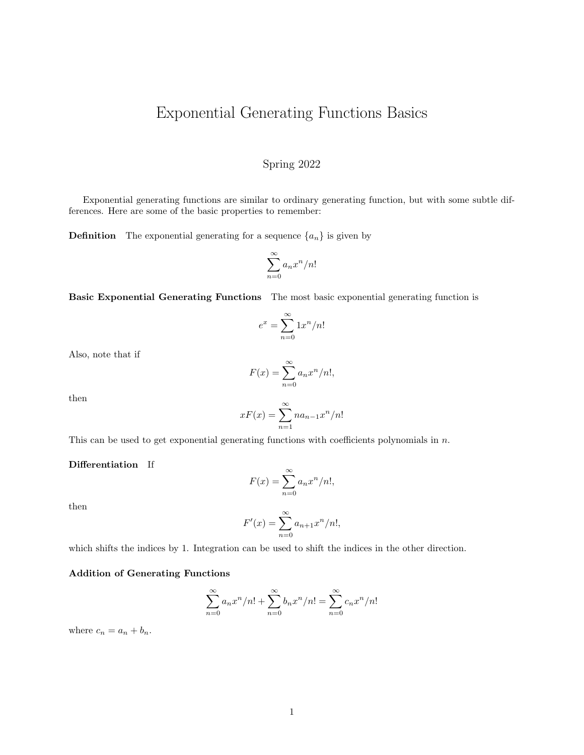# Exponential Generating Functions Basics

Spring 2022

Exponential generating functions are similar to ordinary generating function, but with some subtle differences. Here are some of the basic properties to remember:

**Definition** The exponential generating for a sequence $\{a_n\}$ is given by

$$\sum_{n=0}^{\infty} a_n x^n / n!$$

**Basic Exponential Generating Functions** The most basic exponential generating function is

$$e^x = \sum_{n=0}^{\infty} 1 x^n / n!$$

Also, note that if

$$F(x) = \sum_{n=0}^{\infty} a_n x^n / n!,$$

then

$$x F(x) = \sum_{n=1}^{\infty} n a_{n-1} x^n / n!$$

This can be used to get exponential generating functions with coefficients polynomials in $n$.

**Differentiation** If

$$F(x) = \sum_{n=0}^{\infty} a_n x^n / n!,$$

then

$$F'(x) = \sum_{n=0}^{\infty} a_{n+1} x^n / n!,$$

which shifts the indices by 1. Integration can be used to shift the indices in the other direction.

**Addition of Generating Functions**

$$\sum_{n=0}^{\infty} a_n x^n / n! + \sum_{n=0}^{\infty} b_n x^n / n! = \sum_{n=0}^{\infty} c_n x^n / n!$$

where $c_n = a_n + b_n$.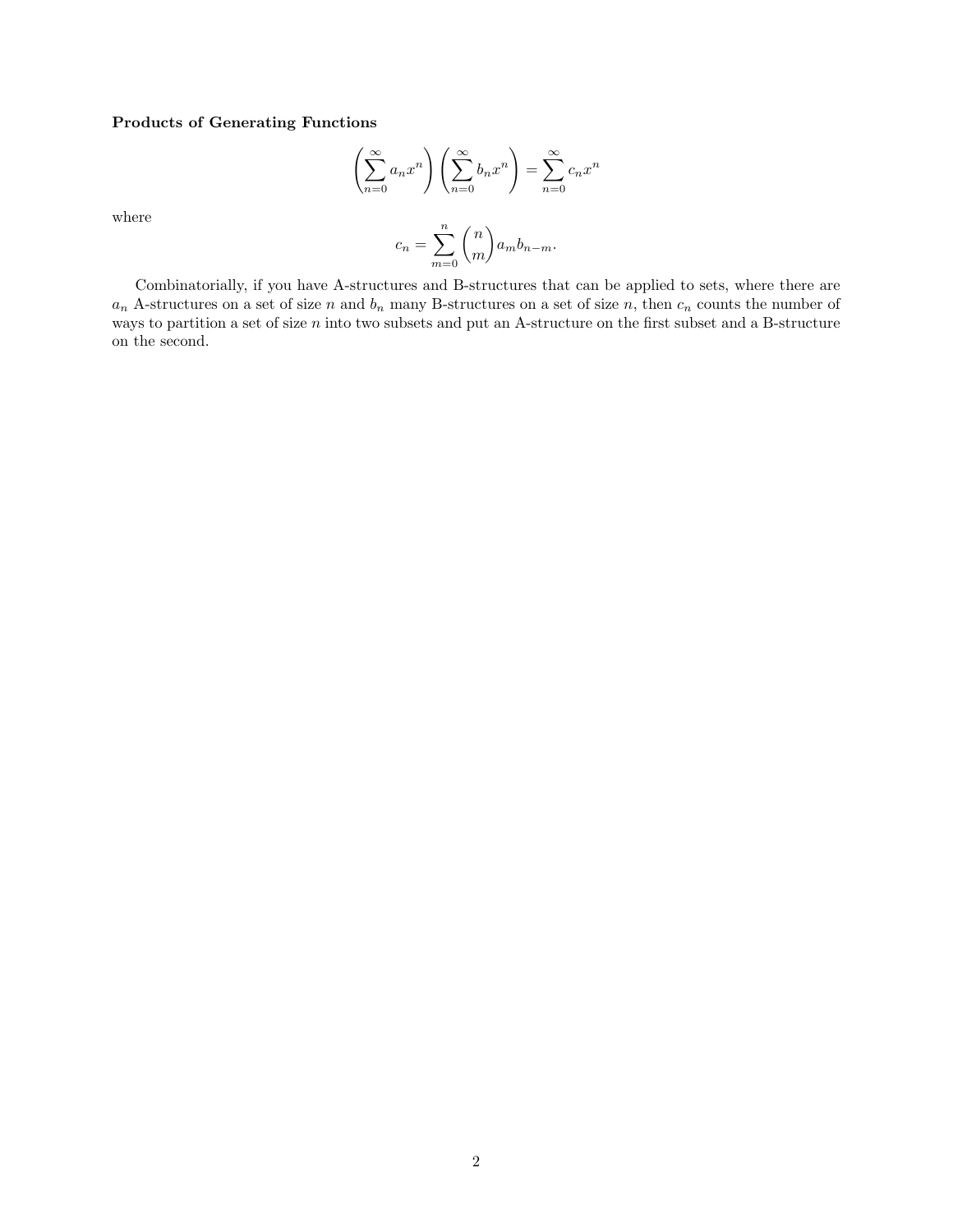**Products of Generating Functions**

$$\left(\sum_{n=0}^{\infty} a_n x^n\right)\left(\sum_{n=0}^{\infty} b_n x^n\right) = \sum_{n=0}^{\infty} c_n x^n$$

where

$$c_n = \sum_{m=0}^{n} \binom{n}{m} a_m b_{n-m}.$$

Combinatorially, if you have A-structures and B-structures that can be applied to sets, where there are $a_n$ A-structures on a set of size $n$ and $b_n$ many B-structures on a set of size $n$, then $c_n$ counts the number of ways to partition a set of size $n$ into two subsets and put an A-structure on the first subset and a B-structure on the second.